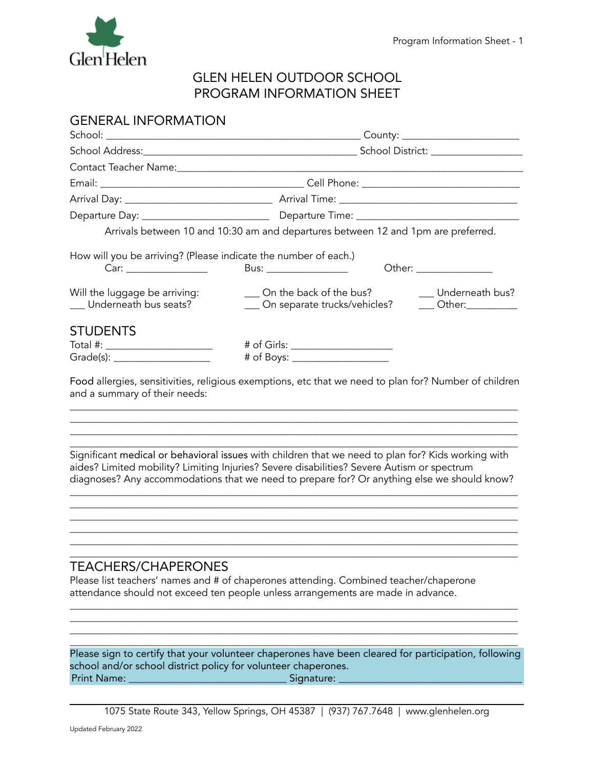Glen Helen

# GLEN HELEN OUTDOOR SCHOOL
# PROGRAM INFORMATION SHEET

## GENERAL INFORMATION

School: ________________________________________ County: ____________________

School Address: ____________________________________ School District: ________________

Contact Teacher Name: ____________________________________________________________

Email: ________________________________ Cell Phone: ____________________________

Arrival Day: ______________________ Arrival Time: ______________________________

Departure Day: ____________________ Departure Time: ____________________________

Arrivals between 10 and 10:30 am and departures between 12 and 1pm are preferred.

How will you be arriving? (Please indicate the number of each.)

Car: _____________ Bus: _____________ Other: _____________

Will the luggage be arriving:

___ On the back of the bus? ___ Underneath bus? ___ Underneath bus seats? ___ On separate trucks/vehicles? ___ Other: _________

## STUDENTS

Total #: __________________ # of Girls: __________________

Grade(s): __________________ # of Boys: __________________

Food allergies, sensitivities, religious exemptions, etc that we need to plan for? Number of children and a summary of their needs:

______________________________________________________________________________
______________________________________________________________________________
______________________________________________________________________________
______________________________________________________________________________

Significant medical or behavioral issues with children that we need to plan for? Kids working with aides? Limited mobility? Limiting Injuries? Severe disabilities? Severe Autism or spectrum diagnoses? Any accommodations that we need to prepare for? Or anything else we should know?

______________________________________________________________________________
______________________________________________________________________________
______________________________________________________________________________
______________________________________________________________________________
______________________________________________________________________________
______________________________________________________________________________

## TEACHERS/CHAPERONES

Please list teachers' names and # of chaperones attending. Combined teacher/chaperone attendance should not exceed ten people unless arrangements are made in advance.

______________________________________________________________________________
______________________________________________________________________________
______________________________________________________________________________
______________________________________________________________________________

Please sign to certify that your volunteer chaperones have been cleared for participation, following school and/or school district policy for volunteer chaperones.

Print Name: ____________________________ Signature: ________________________________

1075 State Route 343, Yellow Springs, OH 45387 | (937) 767.7648 | www.glenhelen.org

Updated February 2022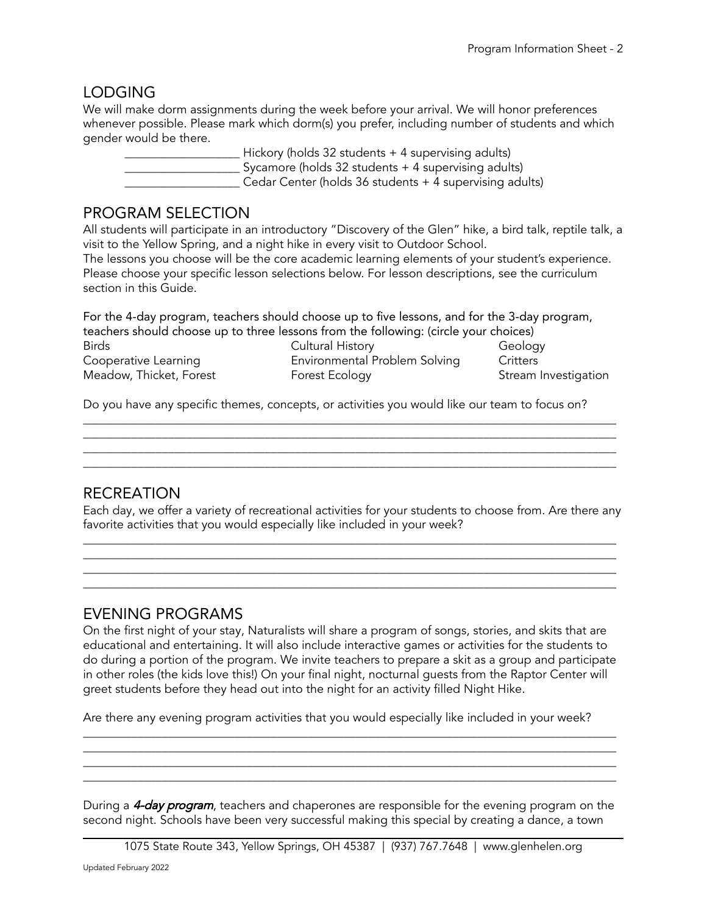## LODGING

We will make dorm assignments during the week before your arrival. We will honor preferences whenever possible. Please mark which dorm(s) you prefer, including number of students and which gender would be there.

___________________ Hickory (holds 32 students + 4 supervising adults)
___________________ Sycamore (holds 32 students + 4 supervising adults)
___________________ Cedar Center (holds 36 students + 4 supervising adults)

## PROGRAM SELECTION

All students will participate in an introductory "Discovery of the Glen" hike, a bird talk, reptile talk, a visit to the Yellow Spring, and a night hike in every visit to Outdoor School.
The lessons you choose will be the core academic learning elements of your student's experience. Please choose your specific lesson selections below. For lesson descriptions, see the curriculum section in this Guide.

For the 4-day program, teachers should choose up to five lessons, and for the 3-day program, teachers should choose up to three lessons from the following: (circle your choices)

| | | |
|---|---|---|
| Birds | Cultural History | Geology |
| Cooperative Learning | Environmental Problem Solving | Critters |
| Meadow, Thicket, Forest | Forest Ecology | Stream Investigation |

Do you have any specific themes, concepts, or activities you would like our team to focus on?

________________________________________________________________________________
________________________________________________________________________________
________________________________________________________________________________
________________________________________________________________________________

## RECREATION

Each day, we offer a variety of recreational activities for your students to choose from. Are there any favorite activities that you would especially like included in your week?

________________________________________________________________________________
________________________________________________________________________________
________________________________________________________________________________
________________________________________________________________________________

## EVENING PROGRAMS

On the first night of your stay, Naturalists will share a program of songs, stories, and skits that are educational and entertaining. It will also include interactive games or activities for the students to do during a portion of the program. We invite teachers to prepare a skit as a group and participate in other roles (the kids love this!) On your final night, nocturnal guests from the Raptor Center will greet students before they head out into the night for an activity filled Night Hike.

Are there any evening program activities that you would especially like included in your week?

________________________________________________________________________________
________________________________________________________________________________
________________________________________________________________________________
________________________________________________________________________________

During a ***4-day program***, teachers and chaperones are responsible for the evening program on the second night. Schools have been very successful making this special by creating a dance, a town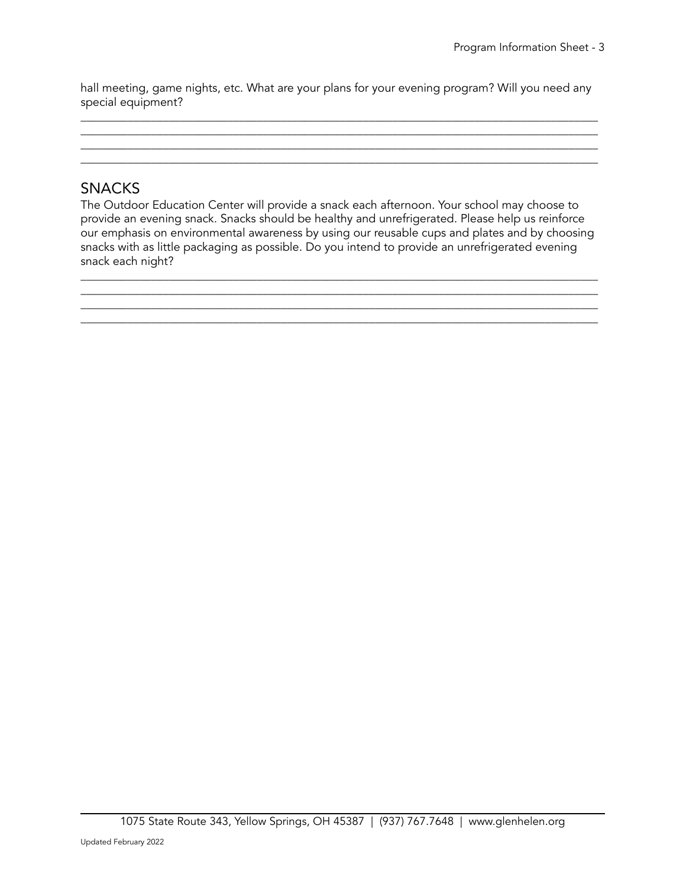hall meeting, game nights, etc. What are your plans for your evening program? Will you need any special equipment?

________________________________________________________________________________________
________________________________________________________________________________________
________________________________________________________________________________________
________________________________________________________________________________________

## SNACKS

The Outdoor Education Center will provide a snack each afternoon. Your school may choose to provide an evening snack. Snacks should be healthy and unrefrigerated. Please help us reinforce our emphasis on environmental awareness by using our reusable cups and plates and by choosing snacks with as little packaging as possible. Do you intend to provide an unrefrigerated evening snack each night?

________________________________________________________________________________________
________________________________________________________________________________________
________________________________________________________________________________________
________________________________________________________________________________________

1075 State Route 343, Yellow Springs, OH 45387 | (937) 767.7648 | www.glenhelen.org

Updated February 2022